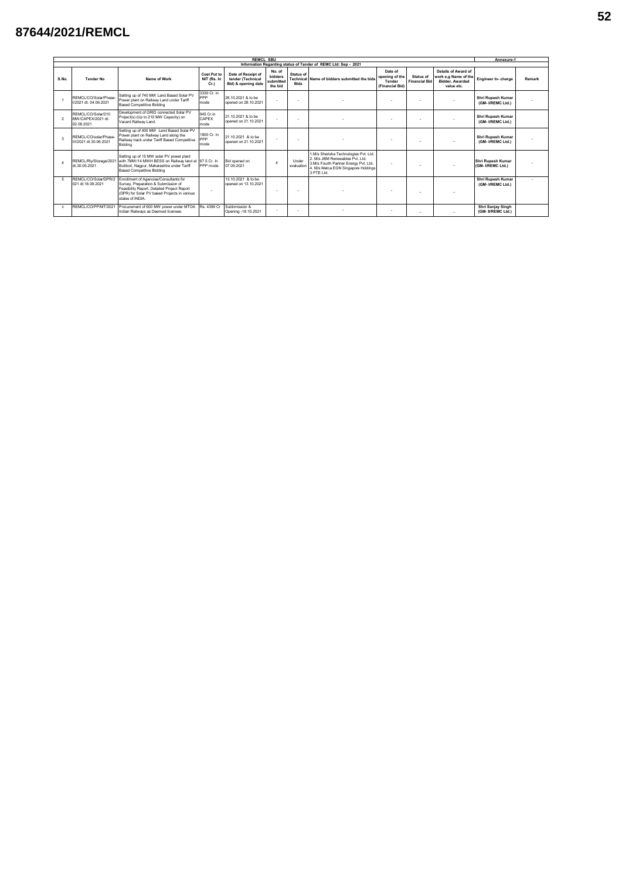# 87644/2021/REMCL

| REMCL SBU | | | | | | | | | | | | Annexure-1 |
|---|---|---|---|---|---|---|---|---|---|---|---|---|
| Information Regarding status of Tender of REMC Ltd: Sep - 2021 | | | | | | | | | | | | |
| S.No. | Tender No | Name of Work | Cost Put to NIT (Rs. In Cr.) | Date of Receipt of tender (Technical Bid) & opening date | No. of bidders submitted the bid | Status of Technical Bids | Name of bidders submitted the bids | Date of opening of the Tender (Financial Bid) | Status of Financial Bid | Details of Award of work e.g Name of the Bidder, Awarded value etc. | Engineer In- charge | Remark |
| 1 | REMCL/CO/Solar/Phase-I/2021 dt. 04.06.2021 | Setting up of 740 MW Land Based Solar PV Power plant on Railway Land under Tariff Based Competitive Bidding | 3330 Cr. in PPP mode | 28.10.2021 & to be opened on 28.10.2021 | - | - | - | - | - | - | Shri Rupesh Kumar (GM- I/REMC Ltd.) | - |
| 2 | REMCL/CO/Solar/210 MW/CAPEX/2021 dt. 02.08.2021 | Development of GRID connected Solar PV Project(s) (Up to 210 MW Capacity) on Vacant Railway Land. | 945 Cr.in CAPEX mode | 21.10.2021 & to be opened on 21.10.2021 | - | - | - | - | - | - | Shri Rupesh Kumar (GM- I/REMC Ltd.) | |
| 3 | REMCL/CO/solar/Phase-III/2021 dt.30.06.2021 | Setting up of 400 MW Land Based Solar PV Power plant on Railway Land along the Railway track under Tariff Based Competitive Bidding | 1800 Cr. in PPP mode | 21.10.2021 & to be opened on 21.10.2021 | - | - | - | - | – | – | Shri Rupesh Kumar (GM- I/REMC Ltd.) | - |
| 4 | REMCL/Rly/Storage/2021 dt.30.05.2021 | Setting up of 15 MW solar PV power plant with 7MW/14 MWH BESS on Railway land at Butibori, Nagpur, Maharashtra under Tariff Based Competitive Bidding | 67.5 Cr. In PPP mode | Bid opened on 07.09.2021 | 4 | Under evaluation | 1.M/s Sherisha Technologies Pvt. Ltd. 2. M/s JBM Renewables Pvt. Ltd. 3.M/s Fourth Partner Energy Pvt. Ltd. 4. M/s Metca EGN Singapore Holdings 3 PTE Ltd. | - | – | – | Shri Rupesh Kumar (GM- I/REMC Ltd.) | - |
| 5 | REMCL/CO/Solar/DPR/2021 dt.16.09.2021 | Enrollment of Agencies/Consultants for Survey, Preparation & Submission of Feasibility Report, Detailed Project Report (DPR) for Solar PV based Projects in various states of INDIA. | - | 13.10.2021 & to be opened on 13.10.2021 | - | - | - | - | – | – | Shri Rupesh Kumar (GM- I/REMC Ltd.) | - |
| 6 | REMCL/CO/PP/MT/2021 | Procurement of 600 MW power under MTOA Indian Railways as Deemed licensee. | Rs. 4396 Cr | Subbmission & Opening -18.10.2021 | - | - | - | - | – | – | Shri Sanjay Singh (GM- II/REMC Ltd.) | |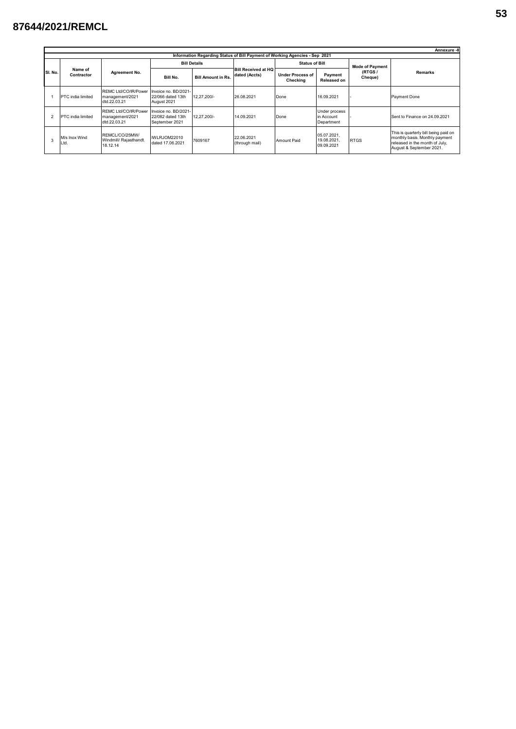# 87644/2021/REMCL

**Annexure -II**

**Information Regarding Status of Bill Payment of Working Agencies - Sep 2021**

| Sl. No. | Name of Contractor | Agreement No. | Bill Details | | Bill Received at HQ dated (Accts) | Status of Bill | | Mode of Payment (RTGS / Cheque) | Remarks |
|---|---|---|---|---|---|---|---|---|---|
| | | | Bill No. | Bill Amount in Rs. | | Under Process of Checking | Payment Released on | | |
| 1 | PTC india limited | REMC Ltd/CO/IR/Power management/2021 dtd.22.03.21 | Invoice no. BD/2021-22/066 dated 13th August 2021 | 12,27,200/- | 26.08.2021 | Done | 16.09.2021 | - | Payment Done |
| 2 | PTC india limited | REMC Ltd/CO/IR/Power management/2021 dtd.22.03.21 | Invoice no. BD/2021-22/082 dated 13th September 2021 | 12,27,200/- | 14.09.2021 | Done | Under process in Account Department | - | Sent to Finance on 24.09.2021 |
| 3 | M/s Inox Wind Ltd. | REMCL/CO/25MW/ Windmill/ Rajasthandt. 18.12.14 | IWLRJOM22010 dated 17.06.2021 | 7609167 | 22.06.2021 (through mail) | Amount Paid | 05.07.2021, 19.08.2021, 09.09.2021 | RTGS | This is quarterly bill being paid on monthly basis. Monthly payment released in the month of July, August & September 2021. |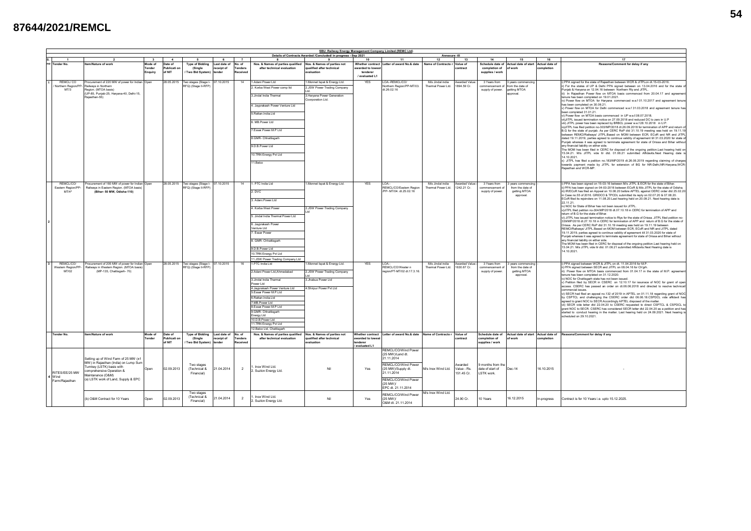# 87644/2021/REMCL

**SBU: Railway Energy Management Company Limited (REMC Ltd)**

**Annexure -III**

**Details of Contracts Awarded /Concluded/ in progress - Sep 2021**

| S. no | Tender No. | Item/Nature of work | Mode of Tender Enquiry | Date of Publicati on of NIT | Type of Bidding (Single / Two Bid System) | Last date of receipt of tender | No. of Tenders Received | Nos. & Names of parties qualified after technical evaluation | Nos. & Names of parties not qualified after technical evaluation | Whether contract awarded to lowest tenderer / evaluated L1 | Letter of award No.& date | Name of Contracto r | Value of contract | Schedule date of completion of supplies / work | Actual date of start of work | Actual date of completion | Reasons/Comment for delay if any |
|---|---|---|---|---|---|---|---|---|---|---|---|---|---|---|---|---|---|
| | 1 | 2 | 3 | 4 | 5 | 6 | 7 | 8 | 9 | 10 | 11 | 12 | 13 | 14 | 15 | 16 | 17 |
| 1 | REMCL/ CO / Northern Region/PP-MT/3 | Procurement of 220 MW of power for Indian Railways in Northern Region. (MTOA basis) (UP-85, Punjab-25, Haryana-40, Delhi-15, Rajasthan-55) | Open | 28.05.2015 | Two stages (Stage I-RFQ) (Stage II-RFP) | 07.10.2015 | 14 | 1.Adani Power Ltd<br>2. Korba West Power comp ltd<br>3.Jindal India Thermal<br>4. Jayprakash Power Venture Ltd<br>5.Rattan India Ltd<br>6. MB Power Ltd<br>7.Essar Power M.P Ltd<br>8.GMR- Chhattisgarh<br>9.D.B.Power Ltd<br>10.TRN Energy Pvt Ltd<br>11.Balco | 1.Monnet Ispat & Energy Ltd.<br>2.JSW Power Trading Company Ltd.<br>3.Haryana Power Generation Coorporation Ltd. | YES | LOA:-REMCL/CO/ Northern Region/PP-MT/03. dt.26.02.16 | M/s Jindal india Thermal Power Ltd. | Awarded Value: 1894.59 Cr. | 3 Years from commencement of supply of power. | 3 years commencing from the date of getting MTOA approval. | | i) PPA signed for the state of Rajasthan between WCR & JITPLon dt.15-03-2016.<br>ii) For the states of UP & Delhi PPA signed between on 13.04.2016 and for the state of Punjab & Haryana on 12.04.16 between Northern Rly and JITPL.<br>iii) In Rajasthan Power flow on MTOA basis commenced from 20.04.17 and agreement tenure has been completed on 19.01.2021.<br>iv) Power flow on MTOA for Haryana commenced w.e.f 01.10.2017 and agreement tenure has been completed on 30.06.21.<br>v) Power flow on MTOA for Delhi commenced w.e.f 31.03.2018 and agreement tenure has been completed 31.01.21.<br>vi) Power flow on MTOA basis commenced in UP w.e.f.08.07.2018.<br>vii)JITPL issued termination notice on 27.09.2018 and reduced DC to zero in U.P<br>viii) JITPL power has been replaced by BRBCL power w.e.f 28.10.2018 in U.P.<br>ix)JITPL has filed petition no-303/MP/2018 dt.26.09.2018 for termination of APP and return of B.G for the state of punjab. As per CERC RoP dtd 31.10.19 meeting was held on 19.11.19 between REMCl/Railways/ JITPL.Based on MOM between ECR, ECoR and NR and JITPL dated 19.11.2019, parties agreed to continue validity of agreement till 31.03.2020 for state of Punjab whereas it was agreed to terminate agreement for state of Orissa and Bihar without any financial liability on either side.<br>The MOM has been filed in CERC for disposal of the ongoing petition.Last hearing held on 15.04.21. M/s JITPL vide ltr dtd. 01.06.21 submitted Affidavits.Next Hearing date is 14.10.2021.<br>x) JITPL has filed a petition no.183/MP/2019 dt.26.06.2019 regarding claiming of charges towards payment made by JITPL for extension of BG for NR-Delhi,NR-Haryana,WCR-Rajasthan and WCR-MP. |
| 2 | REMCL/CO/ Eastern Region/PP-MT/4* | Procurement of 160 MW of power for Indian Railways in Eastern Region. (MTOA basis) **(Bihar- 50 MW, Odisha-110)** | Open | 28.05.2015 | Two stages (Stage I-RFQ) (Stage II-RFP) | 07.10.2015 | 14 | 1. PTC India Ltd<br>2. DVC<br>3. Adani Power Ltd<br>4. Korba West Power<br>5. Jindal India Thermal Power Ltd<br>6. Jayprakash Power Venture Ltd<br>7. Essar Power<br>8. GMR- Chhattisgarh<br>9.D.B.Power Ltd<br>10.TRN Energy Pvt Ltd<br>11.JSW Power Trading Company Ltd | 1.Monnet Ispat & Energy Ltd.<br>2.JSW Power Trading Company Ltd | YES | LOA:-REMCL/CO/Eastern Region /PP- MT/04. dt.25.02.16 | M/s Jindal india Thermal Power Ltd. | Awarded Value: 1242.21 Cr. | 3 Years from commencement of supply of power. | 3 years commencing from the date of getting MTOA approval. | - | i) PPA has been signed on 15-03-16 between M/s JITPL & ECR for the state of Bihar.<br>ii) PPA has been signed on 04-03-2016 between ECoR & M/s JITPL for the state of Odisha.<br>iii) IR/ECoR has filed an Appeal on 10.06.20 before APTEL against OERC order dtd 25.02.20 in Case no.55 of 2016. GRIDCO & TPCDL submitted its reply on 02.07.20 & 07.08.20. ECoR filed its rejoinders on 11.08.20.Last hearing held on 20.09.21. Next hearing date is 22.11.21.<br>iv) NOC for State of Bihar has not been issued for JITPL.<br>v)JITPL filed petition no-304/MP/2018 dt.07.10.18 in CERC for termination of APP and return of B.G for the state of Bihar.<br>vi) JITPL has issued termination notice to Rlys for the state of Orissa. JITPL filed petition no-339/MP/2018 dt.27.10.18 in CERC for termination of APP and return of B.G for the state of Orissa. As per CERC RoP dtd 31.10.19 meeting was held on 19.11.19 between REMCl/Railways/ JITPL.Based on MOM between ECR, ECoR and NR and JITPL dated 19.11.2019, parties agreed to continue validity of agreement till 31.03.2020 for state of Punjab whereas it was agreed to terminate agreement for state of Orissa and Bihar without any financial liability on either side.<br>The MOM has been filed in CERC for disposal of the ongoing petition.Last hearing held on 15.04.21. M/s JITPL vide ltr dtd. 01.06.21 submitted Affidavits.Next Hearing date is 14.10.2021. |
| 3 | REMCL/CO/ Western Region/PP-MT/02 | Procurement of 205 MW of power for Indian Railways in Western Region. (MTOA basis) (MP-135, Chattisgarh- 70) | Open | 28.05.2015 | Two stages (Stage I-RFQ) (Stage II-RFP) | 07.10.2015 | 16 | 1.PTC India Ltd<br>2.Adani Power Ltd,Ahmedabad<br>3.Jindal India Thermal Power Ltd<br>4.Jayprakash Power Venture Ltd<br>5.Essar Power M.P Ltd<br>6.Rattan India Ltd<br>7.MB Power Ltd<br>8.Essar Power M.P Ltd<br>9.GMR- Chhattisgarh Energy Ltd<br>10.D.B.Power Ltd<br>11.TRN Energy Pvt Ltd<br>12.Balco Ltd, Chattisgarh | 1.Monnet Ispat & Energy Ltd.<br>2.JSW Power Trading Company Ltd<br>3.Jhabua Power Ltd<br>4.Shirpur Power Pvt Ltd | YES | LOA:-REMCL/CO/Wester n region/PT-MT/02 dt.17.3.16. | M/s Jindal india Thermal Power Ltd. | Awarded Value:- 1630.67 Cr. | 3 Years from commencement of supply of power. | 3 years commencing from the date of getting MTOA approval. | - | i) PPA signed between WCR & JITPL on dt. 11.04.2016 for M.P.<br>ii) PPA signed between SECR and JITPL on 08.04.16 for Ch'grh.<br>iii) Power flow on MTOA basis commenced from 01.04.17 in the state of M.P. agreement tenure has been completed on 31.12.2020.<br>iv) NOC for Chattisgarh state has not been issued.<br>v) Petition filed by SECR in CSERC on 12.10.17 for issunace of NOC for grant of open access. CSERC has passed an order on dt.08.06.2018 and directed to resolve technical/ commercial issues.<br>vi) SECR had filed an appeal no.132 of 2019 in APTEL on 01.11.18 regarding grant of NOC by CSPTCL and challenging the CSERC order dtd 08.06.18.CSPDCL vide affidavit has agreed to grant NOC to SECR.Accordingly APTEL disposed of the matter.<br>vii) SECR vide letter dtd 22.04.20 to CSERC requested to direct CSPTCL & CSPDCL to grant NOC to SECR. CSERC has considered SECR letter dtd 22.04.20 as a petition and has started to conduct hearing in the matter. Last hearing held on 24.09.2021. Next hearing is scheduled on 29.10.2021. |
| | **Tender No.** | **Item/Nature of work** | **Mode of Tender** | **Date of Publicati on of NIT** | **Type of Bidding (Single / Two Bid System)** | **Last date of receipt of tender** | **No. of Tenders Received** | **Nos. & Names of parties qualified after technical evaluation** | **Nos. & Names of parties not qualified after technical evaluation** | **Whether contract awarded to lowest tenderer / evaluated L1** | **Letter of award No.& date** | **Name of Contracto r** | **Value of contract** | **Schedule date of completion of supplies / work** | **Actual date of start of work** | **Actual date of completion** | **Reasons/Comment for delay if any** |
| 4 | RITES/EE/25 MW Wind Farm/Rajasthan | Setting up of Wind Farm of 25 MW (±1 MW) in Rajasthan (India) on Lump Sum Turnkey (LSTK) basis with comprehensive Operation & Maintanance (O&M)<br>(a) LSTK work of Land, Supply & EPC | Open | 02.09.2013 | Two stages (Technical & Financial) | 21.04.2014 | 2 | 1. Inox Wind Ltd.<br>2. Suzlon Energy Ltd. | Nil | Yes | REMCL/CO/Wind Power (25 MW)/Land dt. 21.11.2014<br>REMCL/CO/Wind Power (25 MW)/Supply dt. 21.11.2014<br>REMCL/CO/Wind Power (25 MW)/ EPC dt. 21.11.2014 | M/s Inox Wind Ltd. | Awarded Value - Rs. 151.45 Cr. | 9 months from the date of start of LSTK work. | Dec-14 | 16.10.2015 | - |
| | | (b) O&M Contract for 10 Years | Open | 02.09.2013 | Two stages (Technical & Financial) | 21.04.2014 | 2 | 1. Inox Wind Ltd.<br>2. Suzlon Energy Ltd. | Nil | Yes | REMCL/CO/Wind Power (25 MW)/ O&M dt. 21.11.2014 | M/s Inox Wind Ltd. | 24.90 Cr. | 10 Years | 16.12.2015 | In-progress | Contract is for 10 Years i.e. upto 15.12.2025. |